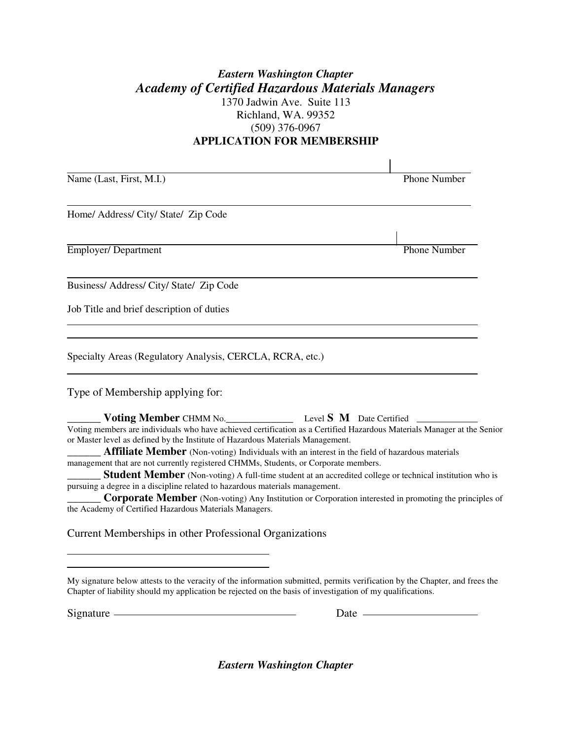*Eastern Washington Chapter*

## *Academy of Certified Hazardous Materials Managers*

1370 Jadwin Ave. Suite 113
Richland, WA. 99352
(509) 376-0967

**APPLICATION FOR MEMBERSHIP**

______________________________________________ | ____________
Name (Last, First, M.I.) Phone Number

______________________________________________________________
Home/ Address/ City/ State/ Zip Code

______________________________________________ | ____________
Employer/ Department Phone Number

______________________________________________________________
Business/ Address/ City/ State/ Zip Code

Job Title and brief description of duties

______________________________________________________________

______________________________________________________________

Specialty Areas (Regulatory Analysis, CERCLA, RCRA, etc.)

______________________________________________________________

Type of Membership applying for:

______ **Voting Member** CHMM No.______________ Level **S M** Date Certified ____________
Voting members are individuals who have achieved certification as a Certified Hazardous Materials Manager at the Senior or Master level as defined by the Institute of Hazardous Materials Management.

______ **Affiliate Member** (Non-voting) Individuals with an interest in the field of hazardous materials management that are not currently registered CHMMs, Students, or Corporate members.

______ **Student Member** (Non-voting) A full-time student at an accredited college or technical institution who is pursuing a degree in a discipline related to hazardous materials management.

______ **Corporate Member** (Non-voting) Any Institution or Corporation interested in promoting the principles of the Academy of Certified Hazardous Materials Managers.

Current Memberships in other Professional Organizations

______________________________________

______________________________________

My signature below attests to the veracity of the information submitted, permits verification by the Chapter, and frees the Chapter of liability should my application be rejected on the basis of investigation of my qualifications.

Signature ______________________________ Date ____________________

*Eastern Washington Chapter*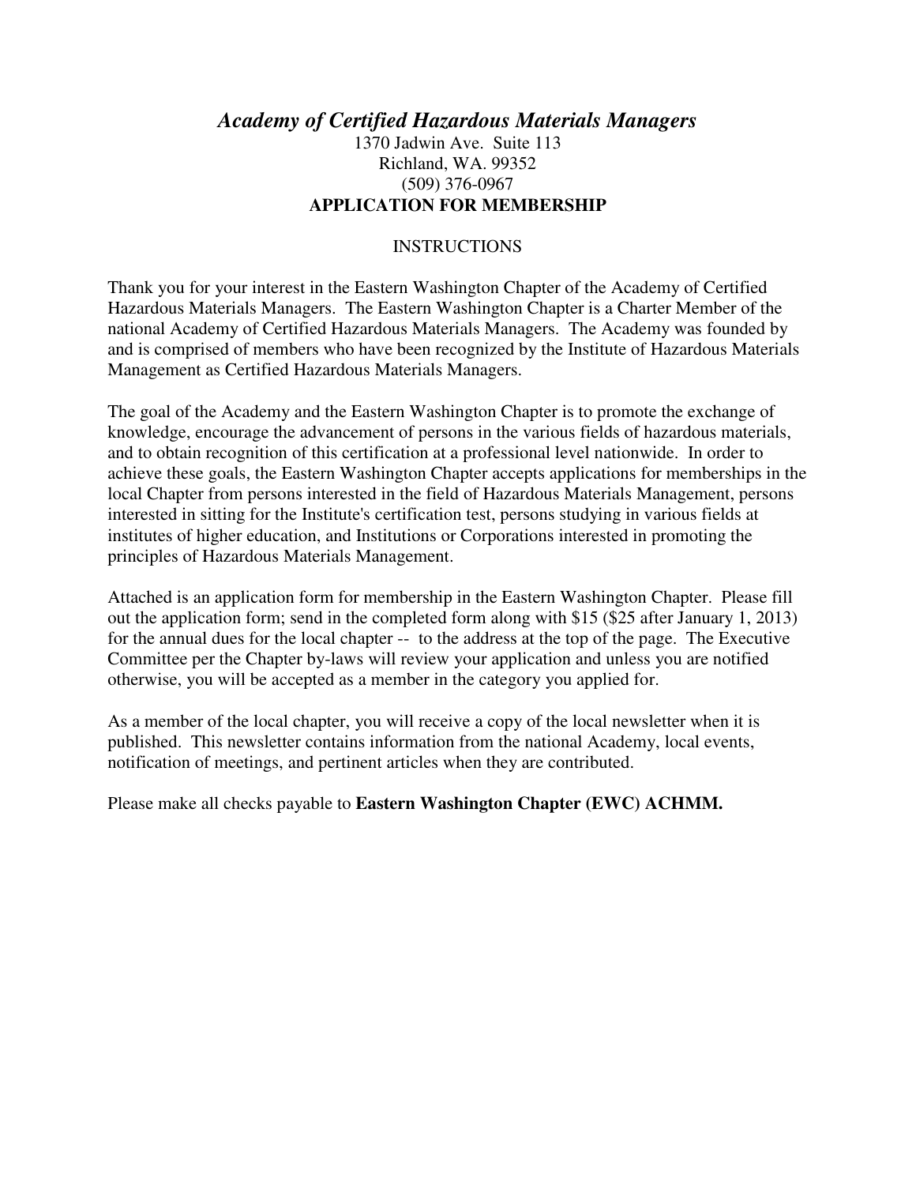# *Academy of Certified Hazardous Materials Managers*

1370 Jadwin Ave. Suite 113
Richland, WA. 99352
(509) 376-0967

**APPLICATION FOR MEMBERSHIP**

INSTRUCTIONS

Thank you for your interest in the Eastern Washington Chapter of the Academy of Certified Hazardous Materials Managers. The Eastern Washington Chapter is a Charter Member of the national Academy of Certified Hazardous Materials Managers. The Academy was founded by and is comprised of members who have been recognized by the Institute of Hazardous Materials Management as Certified Hazardous Materials Managers.

The goal of the Academy and the Eastern Washington Chapter is to promote the exchange of knowledge, encourage the advancement of persons in the various fields of hazardous materials, and to obtain recognition of this certification at a professional level nationwide. In order to achieve these goals, the Eastern Washington Chapter accepts applications for memberships in the local Chapter from persons interested in the field of Hazardous Materials Management, persons interested in sitting for the Institute's certification test, persons studying in various fields at institutes of higher education, and Institutions or Corporations interested in promoting the principles of Hazardous Materials Management.

Attached is an application form for membership in the Eastern Washington Chapter. Please fill out the application form; send in the completed form along with $15 ($25 after January 1, 2013) for the annual dues for the local chapter -- to the address at the top of the page. The Executive Committee per the Chapter by-laws will review your application and unless you are notified otherwise, you will be accepted as a member in the category you applied for.

As a member of the local chapter, you will receive a copy of the local newsletter when it is published. This newsletter contains information from the national Academy, local events, notification of meetings, and pertinent articles when they are contributed.

Please make all checks payable to **Eastern Washington Chapter (EWC) ACHMM.**